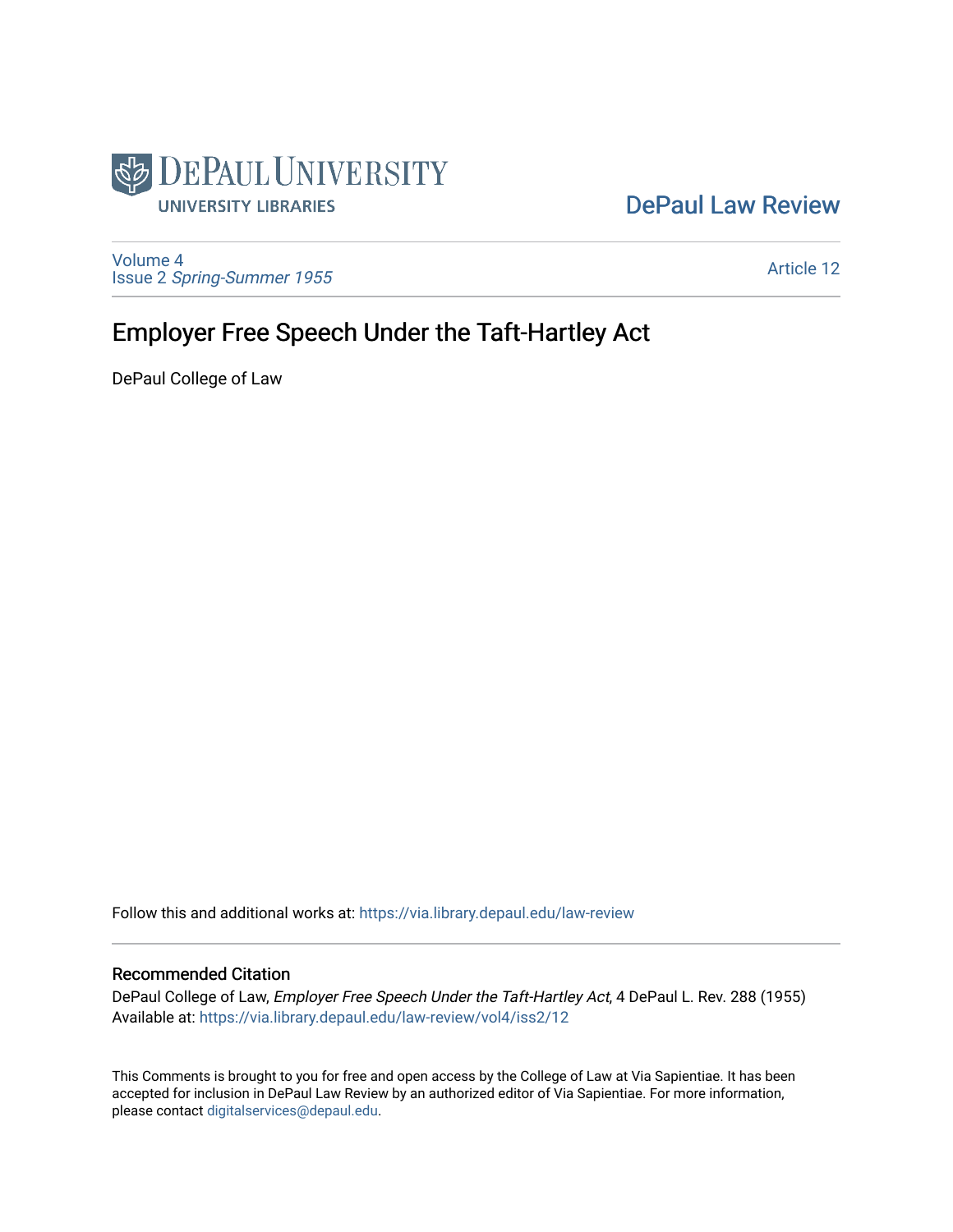DePaul University Libraries

DePaul Law Review

Volume 4
Issue 2 *Spring-Summer 1955*

Article 12

# Employer Free Speech Under the Taft-Hartley Act

DePaul College of Law

Follow this and additional works at: https://via.library.depaul.edu/law-review

## Recommended Citation

DePaul College of Law, *Employer Free Speech Under the Taft-Hartley Act*, 4 DePaul L. Rev. 288 (1955)
Available at: https://via.library.depaul.edu/law-review/vol4/iss2/12

This Comments is brought to you for free and open access by the College of Law at Via Sapientiae. It has been accepted for inclusion in DePaul Law Review by an authorized editor of Via Sapientiae. For more information, please contact digitalservices@depaul.edu.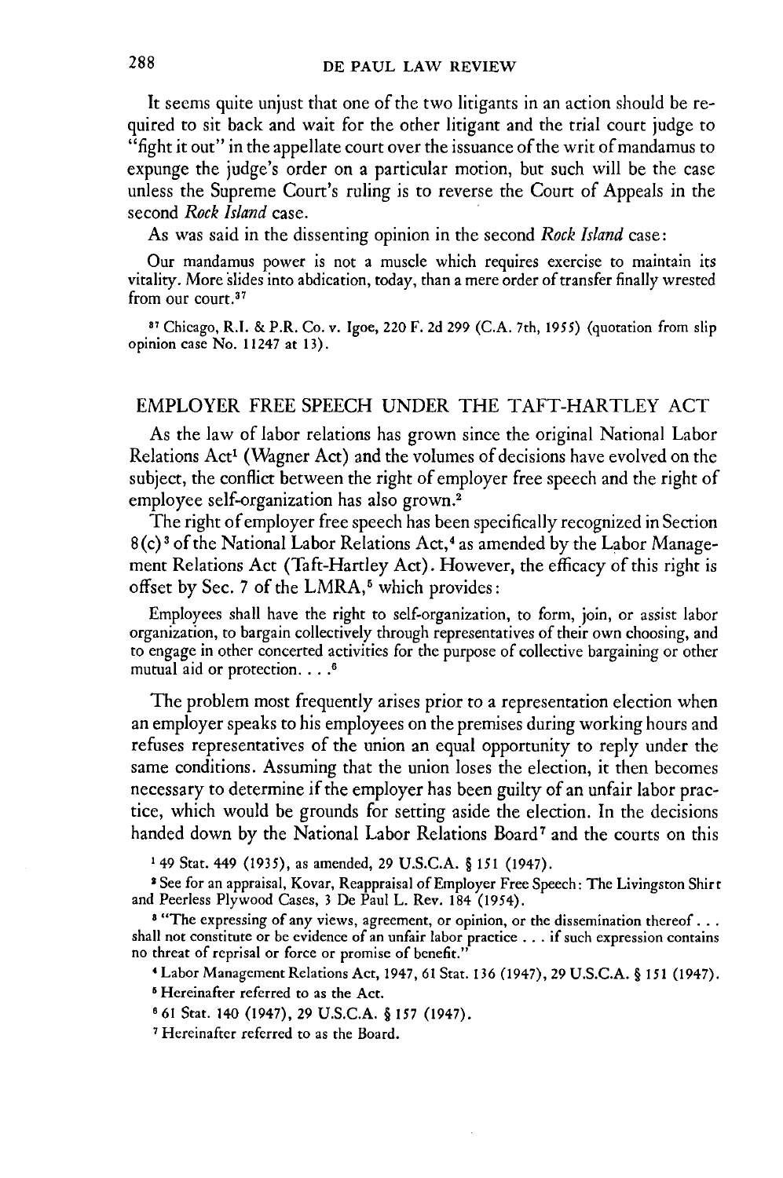It seems quite unjust that one of the two litigants in an action should be required to sit back and wait for the other litigant and the trial court judge to "fight it out" in the appellate court over the issuance of the writ of mandamus to expunge the judge's order on a particular motion, but such will be the case unless the Supreme Court's ruling is to reverse the Court of Appeals in the second *Rock Island* case.

As was said in the dissenting opinion in the second *Rock Island* case:

> Our mandamus power is not a muscle which requires exercise to maintain its vitality. More slides into abdication, today, than a mere order of transfer finally wrested from our court.[37]

[37] Chicago, R.I. & P.R. Co. v. Igoe, 220 F. 2d 299 (C.A. 7th, 1955) (quotation from slip opinion case No. 11247 at 13).

## EMPLOYER FREE SPEECH UNDER THE TAFT-HARTLEY ACT

As the law of labor relations has grown since the original National Labor Relations Act[1] (Wagner Act) and the volumes of decisions have evolved on the subject, the conflict between the right of employer free speech and the right of employee self-organization has also grown.[2]

The right of employer free speech has been specifically recognized in Section 8(c)[3] of the National Labor Relations Act,[4] as amended by the Labor Management Relations Act (Taft-Hartley Act). However, the efficacy of this right is offset by Sec. 7 of the LMRA,[5] which provides:

> Employees shall have the right to self-organization, to form, join, or assist labor organization, to bargain collectively through representatives of their own choosing, and to engage in other concerted activities for the purpose of collective bargaining or other mutual aid or protection. . . .[6]

The problem most frequently arises prior to a representation election when an employer speaks to his employees on the premises during working hours and refuses representatives of the union an equal opportunity to reply under the same conditions. Assuming that the union loses the election, it then becomes necessary to determine if the employer has been guilty of an unfair labor practice, which would be grounds for setting aside the election. In the decisions handed down by the National Labor Relations Board[7] and the courts on this

[1] 49 Stat. 449 (1935), as amended, 29 U.S.C.A. § 151 (1947).

[2] See for an appraisal, Kovar, Reappraisal of Employer Free Speech: The Livingston Shirt and Peerless Plywood Cases, 3 De Paul L. Rev. 184 (1954).

[3] "The expressing of any views, agreement, or opinion, or the dissemination thereof . . . shall not constitute or be evidence of an unfair labor practice . . . if such expression contains no threat of reprisal or force or promise of benefit."

[4] Labor Management Relations Act, 1947, 61 Stat. 136 (1947), 29 U.S.C.A. § 151 (1947).

[5] Hereinafter referred to as the Act.

[6] 61 Stat. 140 (1947), 29 U.S.C.A. § 157 (1947).

[7] Hereinafter referred to as the Board.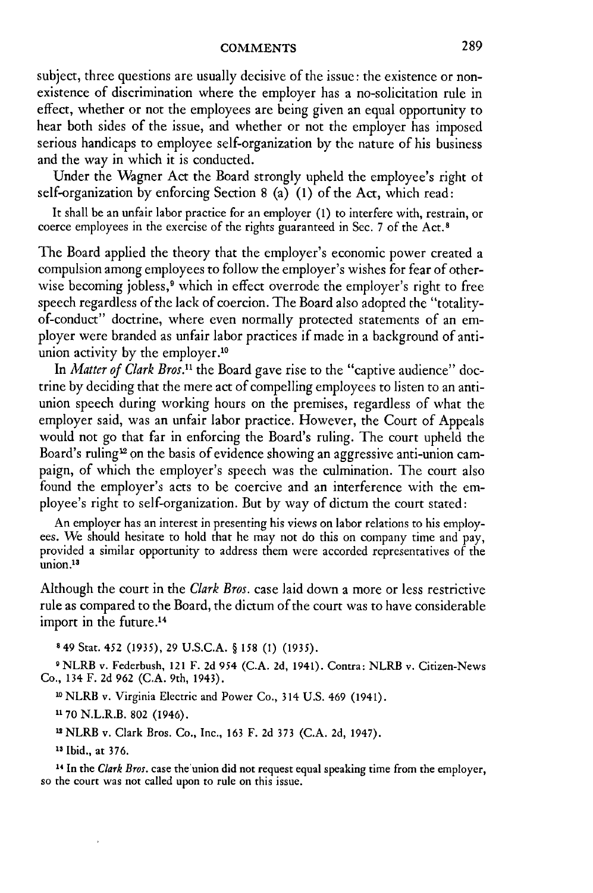subject, three questions are usually decisive of the issue: the existence or nonexistence of discrimination where the employer has a no-solicitation rule in effect, whether or not the employees are being given an equal opportunity to hear both sides of the issue, and whether or not the employer has imposed serious handicaps to employee self-organization by the nature of his business and the way in which it is conducted.

Under the Wagner Act the Board strongly upheld the employee's right ot self-organization by enforcing Section 8 (a) (1) of the Act, which read:

> It shall be an unfair labor practice for an employer (1) to interfere with, restrain, or coerce employees in the exercise of the rights guaranteed in Sec. 7 of the Act.[8]

The Board applied the theory that the employer's economic power created a compulsion among employees to follow the employer's wishes for fear of otherwise becoming jobless,[9] which in effect overrode the employer's right to free speech regardless of the lack of coercion. The Board also adopted the "totality-of-conduct" doctrine, where even normally protected statements of an employer were branded as unfair labor practices if made in a background of anti-union activity by the employer.[10]

In *Matter of Clark Bros.*[11] the Board gave rise to the "captive audience" doctrine by deciding that the mere act of compelling employees to listen to an anti-union speech during working hours on the premises, regardless of what the employer said, was an unfair labor practice. However, the Court of Appeals would not go that far in enforcing the Board's ruling. The court upheld the Board's ruling[12] on the basis of evidence showing an aggressive anti-union campaign, of which the employer's speech was the culmination. The court also found the employer's acts to be coercive and an interference with the employee's right to self-organization. But by way of dictum the court stated:

> An employer has an interest in presenting his views on labor relations to his employees. We should hesitate to hold that he may not do this on company time and pay, provided a similar opportunity to address them were accorded representatives of the union.[13]

Although the court in the *Clark Bros.* case laid down a more or less restrictive rule as compared to the Board, the dictum of the court was to have considerable import in the future.[14]

[8] 49 Stat. 452 (1935), 29 U.S.C.A. § 158 (1) (1935).

[9] NLRB v. Federbush, 121 F. 2d 954 (C.A. 2d, 1941). Contra: NLRB v. Citizen-News Co., 134 F. 2d 962 (C.A. 9th, 1943).

[10] NLRB v. Virginia Electric and Power Co., 314 U.S. 469 (1941).

[11] 70 N.L.R.B. 802 (1946).

[12] NLRB v. Clark Bros. Co., Inc., 163 F. 2d 373 (C.A. 2d, 1947).

[13] Ibid., at 376.

[14] In the *Clark Bros.* case the union did not request equal speaking time from the employer, so the court was not called upon to rule on this issue.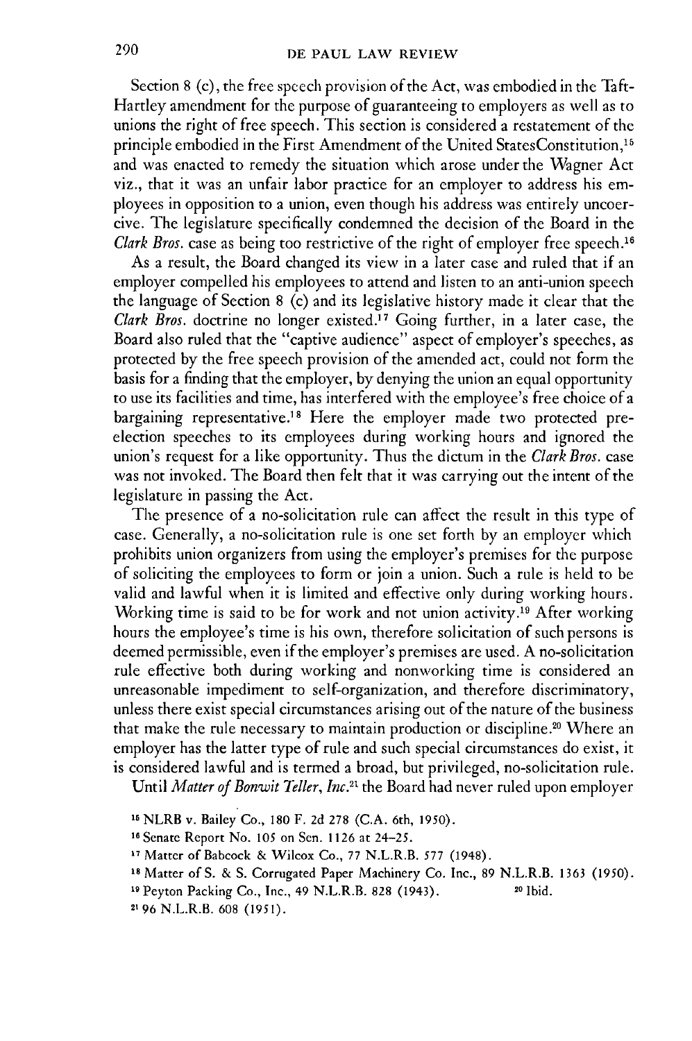Section 8 (c), the free speech provision of the Act, was embodied in the Taft-Hartley amendment for the purpose of guaranteeing to employers as well as to unions the right of free speech. This section is considered a restatement of the principle embodied in the First Amendment of the United StatesConstitution,[15] and was enacted to remedy the situation which arose under the Wagner Act viz., that it was an unfair labor practice for an employer to address his employees in opposition to a union, even though his address was entirely uncoercive. The legislature specifically condemned the decision of the Board in the *Clark Bros.* case as being too restrictive of the right of employer free speech.[16]

As a result, the Board changed its view in a later case and ruled that if an employer compelled his employees to attend and listen to an anti-union speech the language of Section 8 (c) and its legislative history made it clear that the *Clark Bros.* doctrine no longer existed.[17] Going further, in a later case, the Board also ruled that the "captive audience" aspect of employer's speeches, as protected by the free speech provision of the amended act, could not form the basis for a finding that the employer, by denying the union an equal opportunity to use its facilities and time, has interfered with the employee's free choice of a bargaining representative.[18] Here the employer made two protected pre-election speeches to its employees during working hours and ignored the union's request for a like opportunity. Thus the dictum in the *Clark Bros.* case was not invoked. The Board then felt that it was carrying out the intent of the legislature in passing the Act.

The presence of a no-solicitation rule can affect the result in this type of case. Generally, a no-solicitation rule is one set forth by an employer which prohibits union organizers from using the employer's premises for the purpose of soliciting the employees to form or join a union. Such a rule is held to be valid and lawful when it is limited and effective only during working hours. Working time is said to be for work and not union activity.[19] After working hours the employee's time is his own, therefore solicitation of such persons is deemed permissible, even if the employer's premises are used. A no-solicitation rule effective both during working and nonworking time is considered an unreasonable impediment to self-organization, and therefore discriminatory, unless there exist special circumstances arising out of the nature of the business that make the rule necessary to maintain production or discipline.[20] Where an employer has the latter type of rule and such special circumstances do exist, it is considered lawful and is termed a broad, but privileged, no-solicitation rule.

Until *Matter of Bonwit Teller, Inc.*[21] the Board had never ruled upon employer

---

[15] NLRB v. Bailey Co., 180 F. 2d 278 (C.A. 6th, 1950).

[16] Senate Report No. 105 on Sen. 1126 at 24–25.

[17] Matter of Babcock & Wilcox Co., 77 N.L.R.B. 577 (1948).

[18] Matter of S. & S. Corrugated Paper Machinery Co. Inc., 89 N.L.R.B. 1363 (1950).

[19] Peyton Packing Co., Inc., 49 N.L.R.B. 828 (1943).

[20] Ibid.

[21] 96 N.L.R.B. 608 (1951).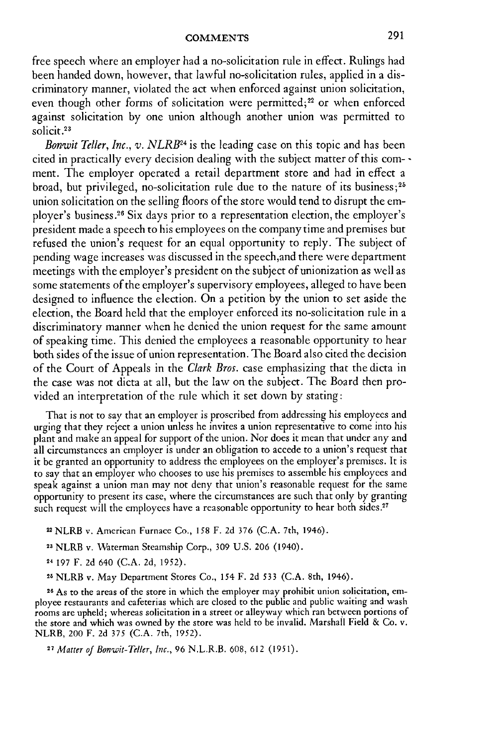free speech where an employer had a no-solicitation rule in effect. Rulings had been handed down, however, that lawful no-solicitation rules, applied in a discriminatory manner, violated the act when enforced against union solicitation, even though other forms of solicitation were permitted;[22] or when enforced against solicitation by one union although another union was permitted to solicit.[23]

*Bonwit Teller, Inc., v. NLRB*[24] is the leading case on this topic and has been cited in practically every decision dealing with the subject matter of this comment. The employer operated a retail department store and had in effect a broad, but privileged, no-solicitation rule due to the nature of its business;[25] union solicitation on the selling floors of the store would tend to disrupt the employer's business.[26] Six days prior to a representation election, the employer's president made a speech to his employees on the company time and premises but refused the union's request for an equal opportunity to reply. The subject of pending wage increases was discussed in the speech,and there were department meetings with the employer's president on the subject of unionization as well as some statements of the employer's supervisory employees, alleged to have been designed to influence the election. On a petition by the union to set aside the election, the Board held that the employer enforced its no-solicitation rule in a discriminatory manner when he denied the union request for the same amount of speaking time. This denied the employees a reasonable opportunity to hear both sides of the issue of union representation. The Board also cited the decision of the Court of Appeals in the *Clark Bros.* case emphasizing that the dicta in the case was not dicta at all, but the law on the subject. The Board then provided an interpretation of the rule which it set down by stating:

> That is not to say that an employer is proscribed from addressing his employees and urging that they reject a union unless he invites a union representative to come into his plant and make an appeal for support of the union. Nor does it mean that under any and all circumstances an employer is under an obligation to accede to a union's request that it be granted an opportunity to address the employees on the employer's premises. It is to say that an employer who chooses to use his premises to assemble his employees and speak against a union man may not deny that union's reasonable request for the same opportunity to present its case, where the circumstances are such that only by granting such request will the employees have a reasonable opportunity to hear both sides.[27]

[22] NLRB v. American Furnace Co., 158 F. 2d 376 (C.A. 7th, 1946).

[23] NLRB v. Waterman Steamship Corp., 309 U.S. 206 (1940).

[24] 197 F. 2d 640 (C.A. 2d, 1952).

[25] NLRB v. May Department Stores Co., 154 F. 2d 533 (C.A. 8th, 1946).

[26] As to the areas of the store in which the employer may prohibit union solicitation, employee restaurants and cafeterias which are closed to the public and public waiting and wash rooms are upheld; whereas solicitation in a street or alleyway which ran between portions of the store and which was owned by the store was held to be invalid. Marshall Field & Co. v. NLRB, 200 F. 2d 375 (C.A. 7th, 1952).

[27] *Matter of Bonwit-Teller, Inc.*, 96 N.L.R.B. 608, 612 (1951).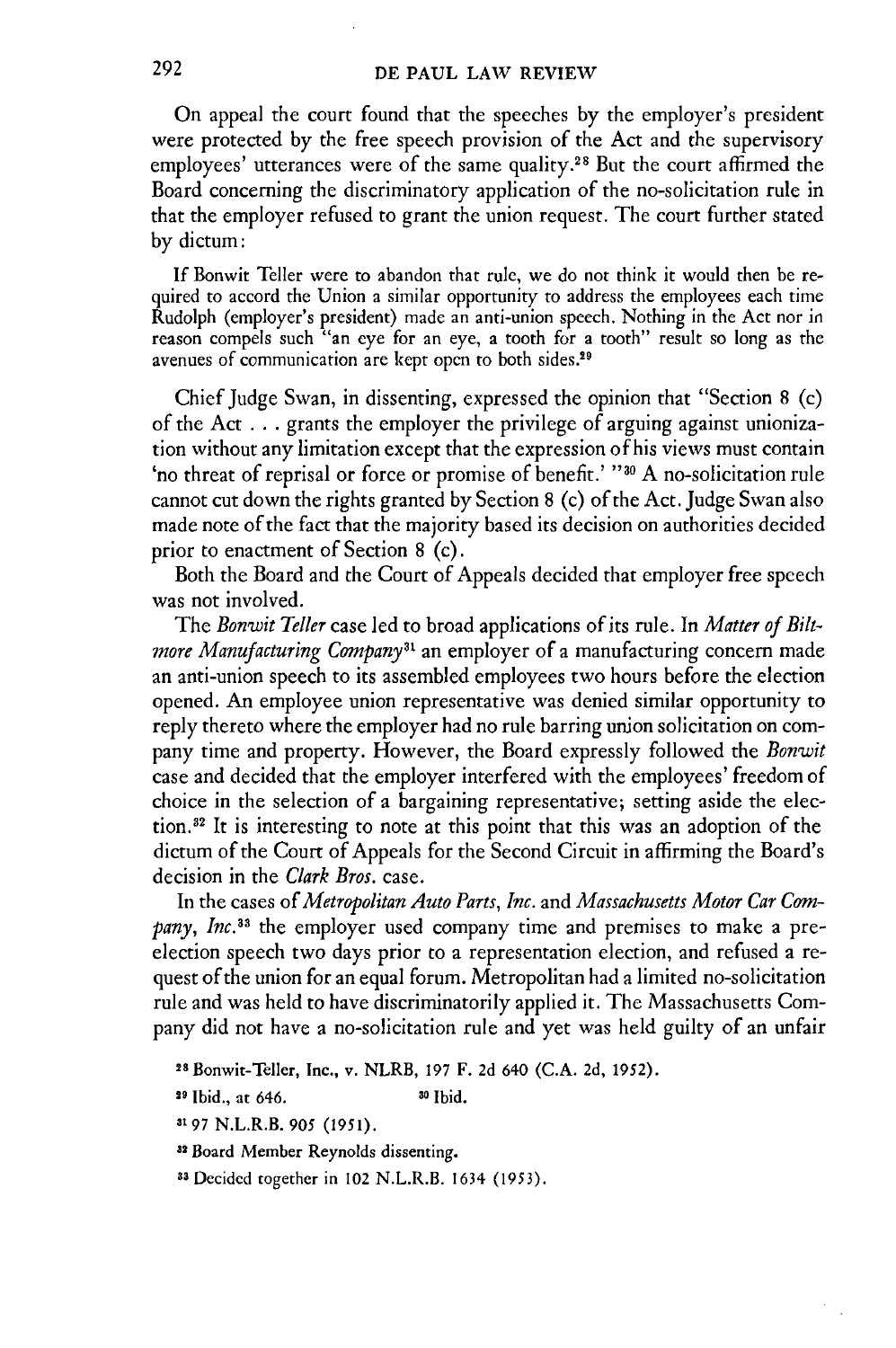On appeal the court found that the speeches by the employer's president were protected by the free speech provision of the Act and the supervisory employees' utterances were of the same quality.[28] But the court affirmed the Board concerning the discriminatory application of the no-solicitation rule in that the employer refused to grant the union request. The court further stated by dictum:

> If Bonwit Teller were to abandon that rule, we do not think it would then be required to accord the Union a similar opportunity to address the employees each time Rudolph (employer's president) made an anti-union speech. Nothing in the Act nor in reason compels such "an eye for an eye, a tooth for a tooth" result so long as the avenues of communication are kept open to both sides.[29]

Chief Judge Swan, in dissenting, expressed the opinion that "Section 8 (c) of the Act . . . grants the employer the privilege of arguing against unionization without any limitation except that the expression of his views must contain 'no threat of reprisal or force or promise of benefit.' "[30] A no-solicitation rule cannot cut down the rights granted by Section 8 (c) of the Act. Judge Swan also made note of the fact that the majority based its decision on authorities decided prior to enactment of Section 8 (c).

Both the Board and the Court of Appeals decided that employer free speech was not involved.

The *Bonwit Teller* case led to broad applications of its rule. In *Matter of Biltmore Manufacturing Company*[31] an employer of a manufacturing concern made an anti-union speech to its assembled employees two hours before the election opened. An employee union representative was denied similar opportunity to reply thereto where the employer had no rule barring union solicitation on company time and property. However, the Board expressly followed the *Bonwit* case and decided that the employer interfered with the employees' freedom of choice in the selection of a bargaining representative; setting aside the election.[32] It is interesting to note at this point that this was an adoption of the dictum of the Court of Appeals for the Second Circuit in affirming the Board's decision in the *Clark Bros.* case.

In the cases of *Metropolitan Auto Parts, Inc.* and *Massachusetts Motor Car Company, Inc.*[33] the employer used company time and premises to make a pre-election speech two days prior to a representation election, and refused a request of the union for an equal forum. Metropolitan had a limited no-solicitation rule and was held to have discriminatorily applied it. The Massachusetts Company did not have a no-solicitation rule and yet was held guilty of an unfair

[28] Bonwit-Teller, Inc., v. NLRB, 197 F. 2d 640 (C.A. 2d, 1952).

[29] Ibid., at 646.

[30] Ibid.

[31] 97 N.L.R.B. 905 (1951).

[32] Board Member Reynolds dissenting.

[33] Decided together in 102 N.L.R.B. 1634 (1953).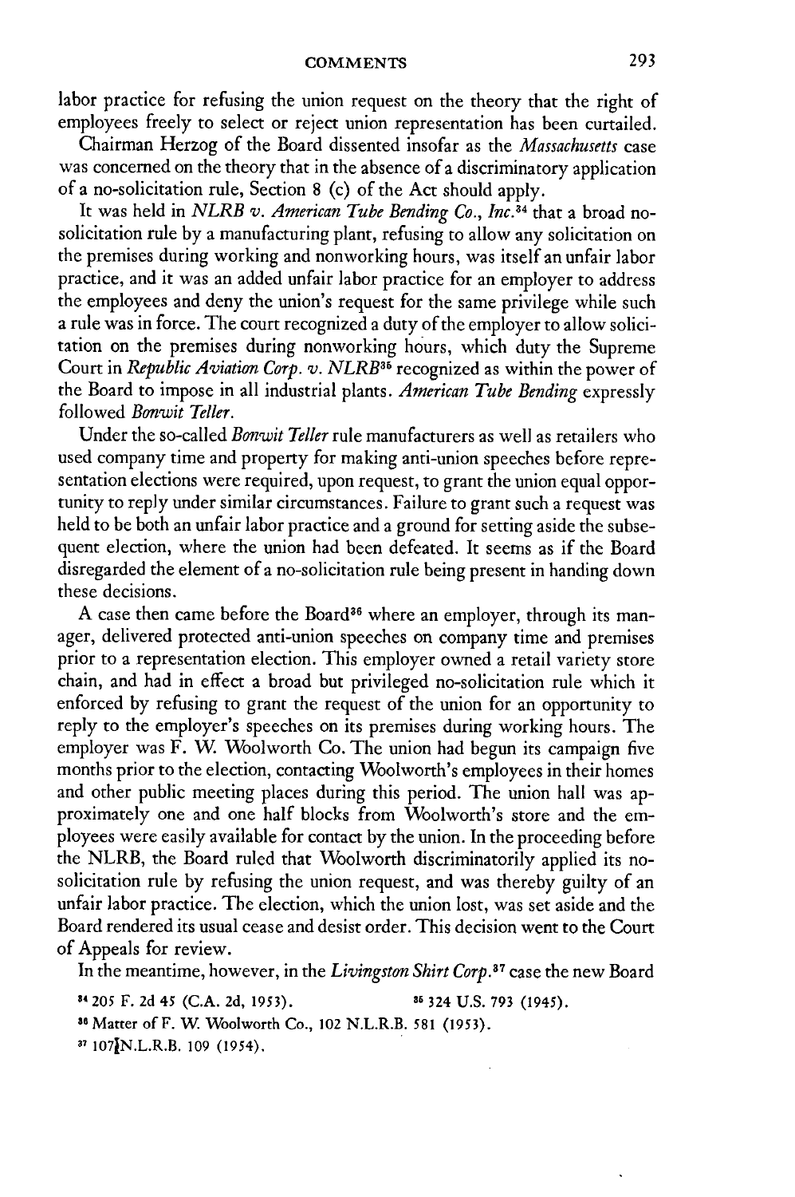labor practice for refusing the union request on the theory that the right of employees freely to select or reject union representation has been curtailed.

Chairman Herzog of the Board dissented insofar as the *Massachusetts* case was concerned on the theory that in the absence of a discriminatory application of a no-solicitation rule, Section 8 (c) of the Act should apply.

It was held in *NLRB v. American Tube Bending Co., Inc.*[34] that a broad no-solicitation rule by a manufacturing plant, refusing to allow any solicitation on the premises during working and nonworking hours, was itself an unfair labor practice, and it was an added unfair labor practice for an employer to address the employees and deny the union's request for the same privilege while such a rule was in force. The court recognized a duty of the employer to allow solicitation on the premises during nonworking hours, which duty the Supreme Court in *Republic Aviation Corp. v. NLRB*[35] recognized as within the power of the Board to impose in all industrial plants. *American Tube Bending* expressly followed *Bonwit Teller*.

Under the so-called *Bonwit Teller* rule manufacturers as well as retailers who used company time and property for making anti-union speeches before representation elections were required, upon request, to grant the union equal opportunity to reply under similar circumstances. Failure to grant such a request was held to be both an unfair labor practice and a ground for setting aside the subsequent election, where the union had been defeated. It seems as if the Board disregarded the element of a no-solicitation rule being present in handing down these decisions.

A case then came before the Board[36] where an employer, through its manager, delivered protected anti-union speeches on company time and premises prior to a representation election. This employer owned a retail variety store chain, and had in effect a broad but privileged no-solicitation rule which it enforced by refusing to grant the request of the union for an opportunity to reply to the employer's speeches on its premises during working hours. The employer was F. W. Woolworth Co. The union had begun its campaign five months prior to the election, contacting Woolworth's employees in their homes and other public meeting places during this period. The union hall was approximately one and one half blocks from Woolworth's store and the employees were easily available for contact by the union. In the proceeding before the NLRB, the Board ruled that Woolworth discriminatorily applied its no-solicitation rule by refusing the union request, and was thereby guilty of an unfair labor practice. The election, which the union lost, was set aside and the Board rendered its usual cease and desist order. This decision went to the Court of Appeals for review.

In the meantime, however, in the *Livingston Shirt Corp.*[37] case the new Board

[34] 205 F. 2d 45 (C.A. 2d, 1953).

[35] 324 U.S. 793 (1945).

[36] Matter of F. W. Woolworth Co., 102 N.L.R.B. 581 (1953).

[37] 107 N.L.R.B. 109 (1954).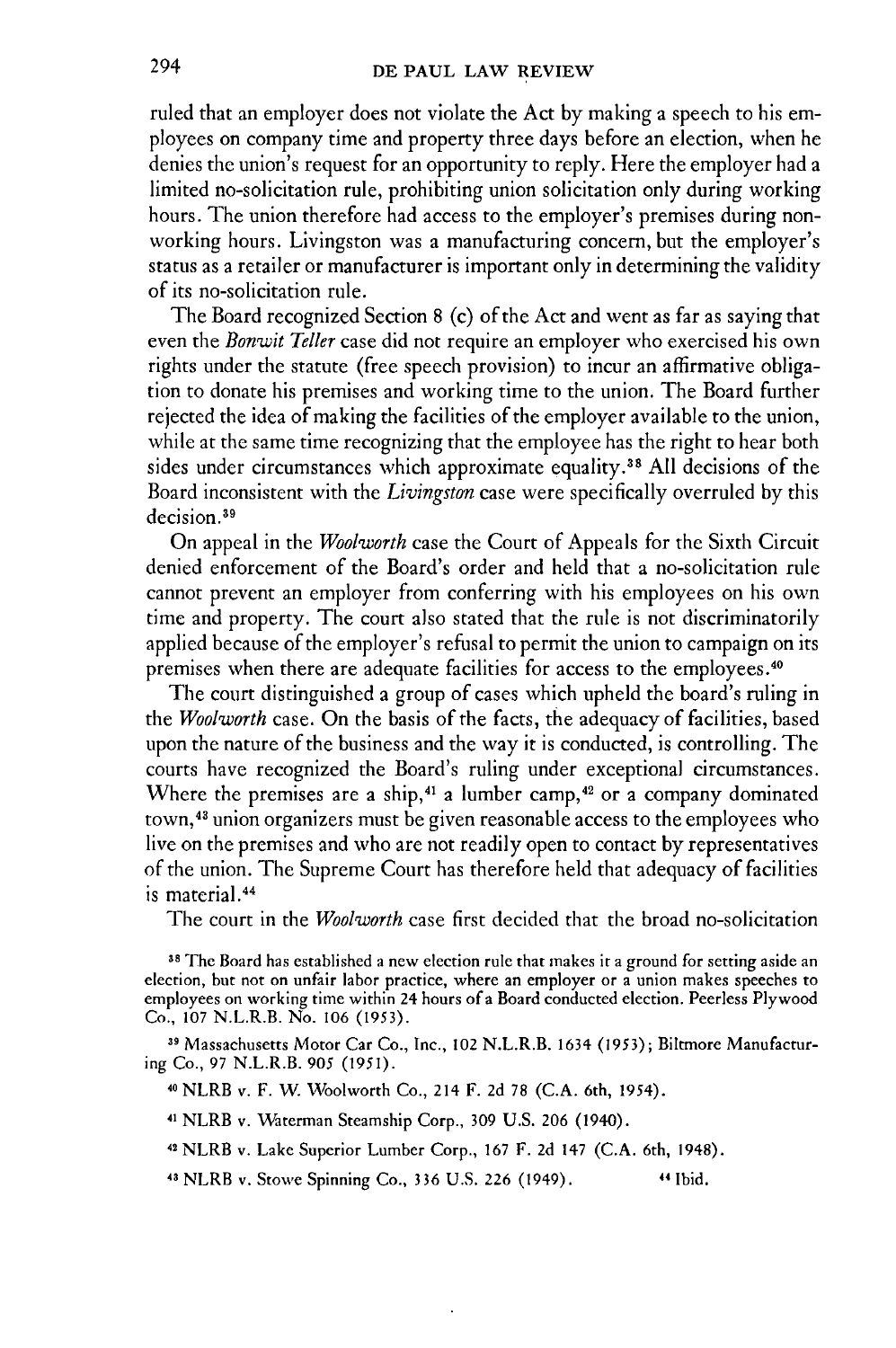ruled that an employer does not violate the Act by making a speech to his employees on company time and property three days before an election, when he denies the union's request for an opportunity to reply. Here the employer had a limited no-solicitation rule, prohibiting union solicitation only during working hours. The union therefore had access to the employer's premises during non-working hours. Livingston was a manufacturing concern, but the employer's status as a retailer or manufacturer is important only in determining the validity of its no-solicitation rule.

The Board recognized Section 8 (c) of the Act and went as far as saying that even the *Bonwit Teller* case did not require an employer who exercised his own rights under the statute (free speech provision) to incur an affirmative obligation to donate his premises and working time to the union. The Board further rejected the idea of making the facilities of the employer available to the union, while at the same time recognizing that the employee has the right to hear both sides under circumstances which approximate equality.[38] All decisions of the Board inconsistent with the *Livingston* case were specifically overruled by this decision.[39]

On appeal in the *Woolworth* case the Court of Appeals for the Sixth Circuit denied enforcement of the Board's order and held that a no-solicitation rule cannot prevent an employer from conferring with his employees on his own time and property. The court also stated that the rule is not discriminatorily applied because of the employer's refusal to permit the union to campaign on its premises when there are adequate facilities for access to the employees.[40]

The court distinguished a group of cases which upheld the board's ruling in the *Woolworth* case. On the basis of the facts, the adequacy of facilities, based upon the nature of the business and the way it is conducted, is controlling. The courts have recognized the Board's ruling under exceptional circumstances. Where the premises are a ship,[41] a lumber camp,[42] or a company dominated town,[43] union organizers must be given reasonable access to the employees who live on the premises and who are not readily open to contact by representatives of the union. The Supreme Court has therefore held that adequacy of facilities is material.[44]

The court in the *Woolworth* case first decided that the broad no-solicitation

---

[38] The Board has established a new election rule that makes it a ground for setting aside an election, but not on unfair labor practice, where an employer or a union makes speeches to employees on working time within 24 hours of a Board conducted election. Peerless Plywood Co., 107 N.L.R.B. No. 106 (1953).

[39] Massachusetts Motor Car Co., Inc., 102 N.L.R.B. 1634 (1953); Biltmore Manufacturing Co., 97 N.L.R.B. 905 (1951).

[40] NLRB v. F. W. Woolworth Co., 214 F. 2d 78 (C.A. 6th, 1954).

[41] NLRB v. Waterman Steamship Corp., 309 U.S. 206 (1940).

[42] NLRB v. Lake Superior Lumber Corp., 167 F. 2d 147 (C.A. 6th, 1948).

[43] NLRB v. Stowe Spinning Co., 336 U.S. 226 (1949).

[44] Ibid.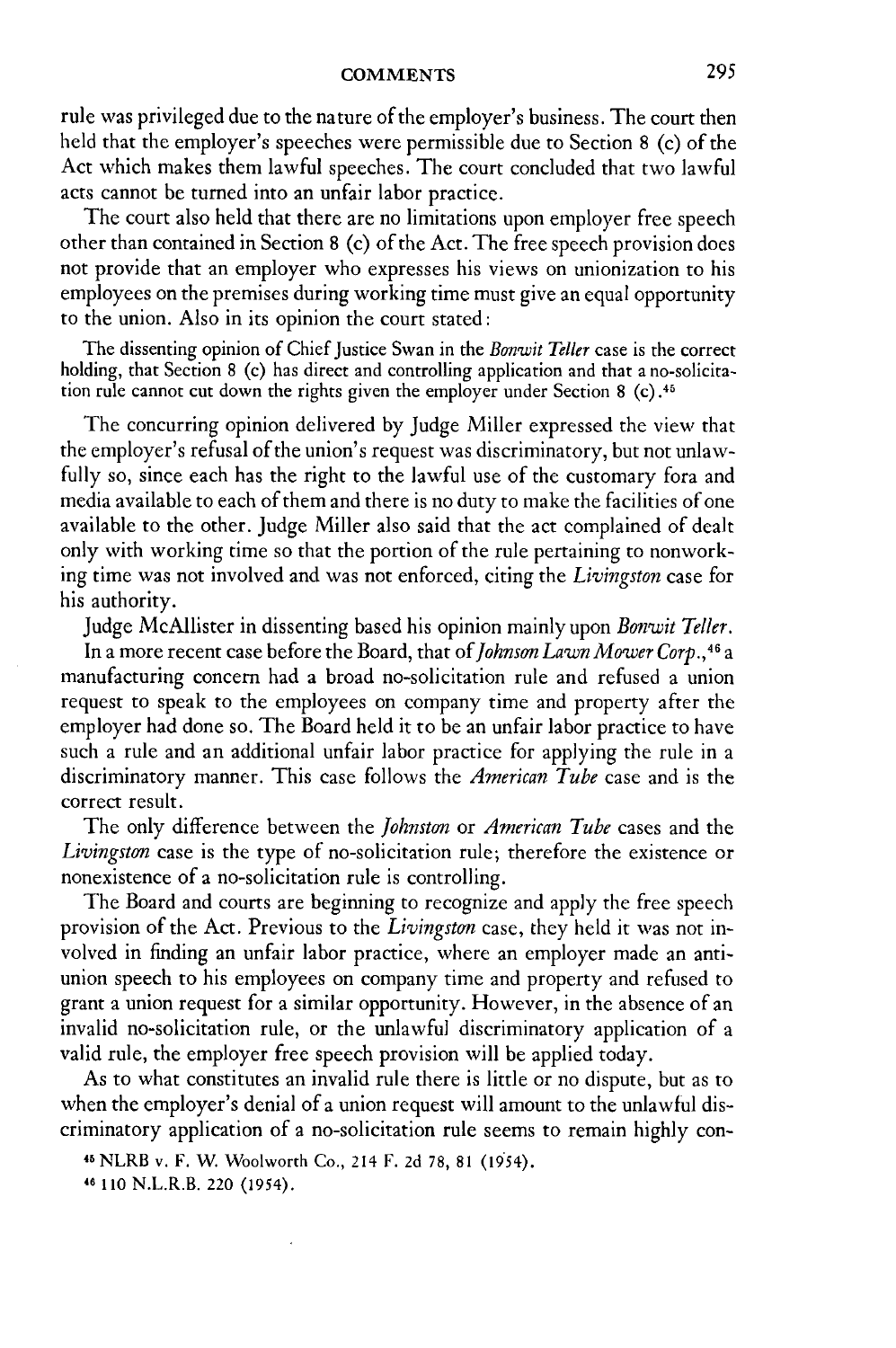rule was privileged due to the nature of the employer's business. The court then held that the employer's speeches were permissible due to Section 8 (c) of the Act which makes them lawful speeches. The court concluded that two lawful acts cannot be turned into an unfair labor practice.

The court also held that there are no limitations upon employer free speech other than contained in Section 8 (c) of the Act. The free speech provision does not provide that an employer who expresses his views on unionization to his employees on the premises during working time must give an equal opportunity to the union. Also in its opinion the court stated:

> The dissenting opinion of Chief Justice Swan in the *Bonwit Teller* case is the correct holding, that Section 8 (c) has direct and controlling application and that a no-solicitation rule cannot cut down the rights given the employer under Section 8 (c).[45]

The concurring opinion delivered by Judge Miller expressed the view that the employer's refusal of the union's request was discriminatory, but not unlawfully so, since each has the right to the lawful use of the customary fora and media available to each of them and there is no duty to make the facilities of one available to the other. Judge Miller also said that the act complained of dealt only with working time so that the portion of the rule pertaining to nonworking time was not involved and was not enforced, citing the *Livingston* case for his authority.

Judge McAllister in dissenting based his opinion mainly upon *Bonwit Teller*.

In a more recent case before the Board, that of *Johnson Lawn Mower Corp.*,[46] a manufacturing concern had a broad no-solicitation rule and refused a union request to speak to the employees on company time and property after the employer had done so. The Board held it to be an unfair labor practice to have such a rule and an additional unfair labor practice for applying the rule in a discriminatory manner. This case follows the *American Tube* case and is the correct result.

The only difference between the *Johnston* or *American Tube* cases and the *Livingston* case is the type of no-solicitation rule; therefore the existence or nonexistence of a no-solicitation rule is controlling.

The Board and courts are beginning to recognize and apply the free speech provision of the Act. Previous to the *Livingston* case, they held it was not involved in finding an unfair labor practice, where an employer made an anti-union speech to his employees on company time and property and refused to grant a union request for a similar opportunity. However, in the absence of an invalid no-solicitation rule, or the unlawful discriminatory application of a valid rule, the employer free speech provision will be applied today.

As to what constitutes an invalid rule there is little or no dispute, but as to when the employer's denial of a union request will amount to the unlawful discriminatory application of a no-solicitation rule seems to remain highly con-

[45] NLRB v. F. W. Woolworth Co., 214 F. 2d 78, 81 (1954).

[46] 110 N.L.R.B. 220 (1954).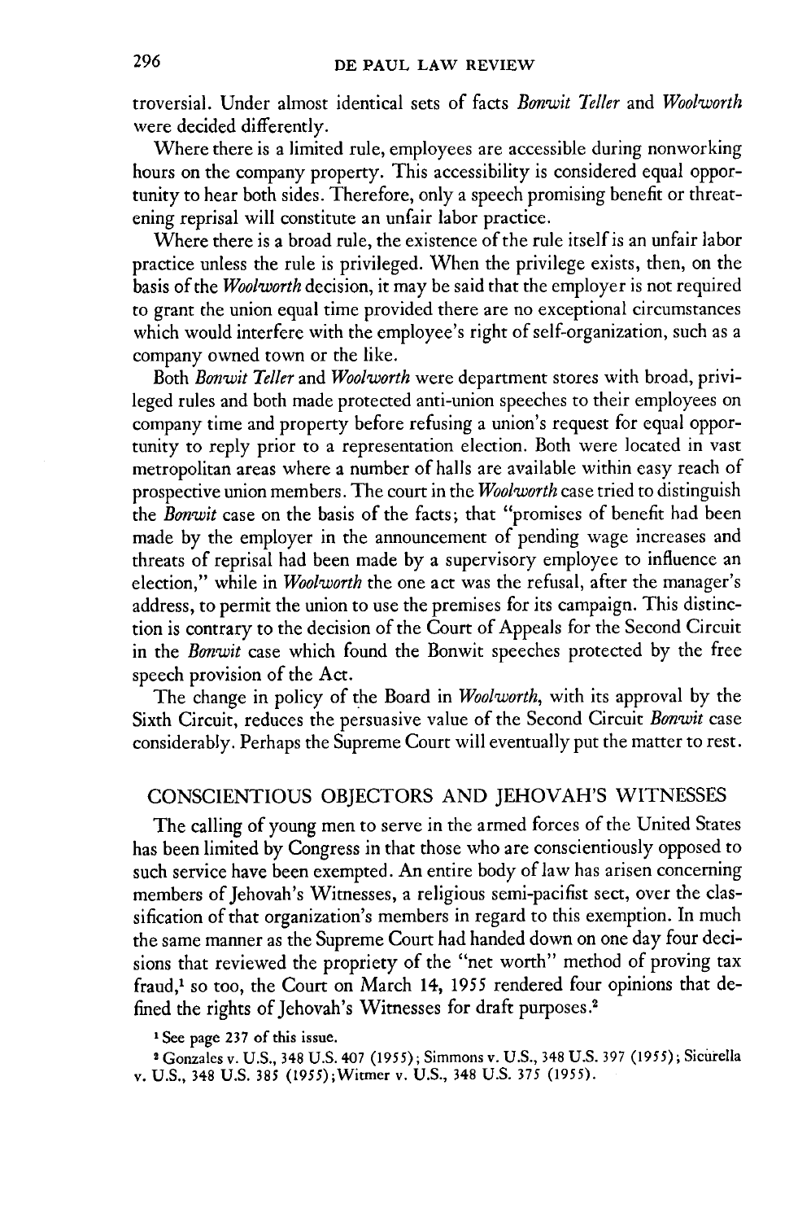troversial. Under almost identical sets of facts *Bonwit Teller* and *Woolworth* were decided differently.

Where there is a limited rule, employees are accessible during nonworking hours on the company property. This accessibility is considered equal opportunity to hear both sides. Therefore, only a speech promising benefit or threatening reprisal will constitute an unfair labor practice.

Where there is a broad rule, the existence of the rule itself is an unfair labor practice unless the rule is privileged. When the privilege exists, then, on the basis of the *Woolworth* decision, it may be said that the employer is not required to grant the union equal time provided there are no exceptional circumstances which would interfere with the employee's right of self-organization, such as a company owned town or the like.

Both *Bonwit Teller* and *Woolworth* were department stores with broad, privileged rules and both made protected anti-union speeches to their employees on company time and property before refusing a union's request for equal opportunity to reply prior to a representation election. Both were located in vast metropolitan areas where a number of halls are available within easy reach of prospective union members. The court in the *Woolworth* case tried to distinguish the *Bonwit* case on the basis of the facts; that "promises of benefit had been made by the employer in the announcement of pending wage increases and threats of reprisal had been made by a supervisory employee to influence an election," while in *Woolworth* the one act was the refusal, after the manager's address, to permit the union to use the premises for its campaign. This distinction is contrary to the decision of the Court of Appeals for the Second Circuit in the *Bonwit* case which found the Bonwit speeches protected by the free speech provision of the Act.

The change in policy of the Board in *Woolworth*, with its approval by the Sixth Circuit, reduces the persuasive value of the Second Circuit *Bonwit* case considerably. Perhaps the Supreme Court will eventually put the matter to rest.

## CONSCIENTIOUS OBJECTORS AND JEHOVAH'S WITNESSES

The calling of young men to serve in the armed forces of the United States has been limited by Congress in that those who are conscientiously opposed to such service have been exempted. An entire body of law has arisen concerning members of Jehovah's Witnesses, a religious semi-pacifist sect, over the classification of that organization's members in regard to this exemption. In much the same manner as the Supreme Court had handed down on one day four decisions that reviewed the propriety of the "net worth" method of proving tax fraud,[1] so too, the Court on March 14, 1955 rendered four opinions that defined the rights of Jehovah's Witnesses for draft purposes.[2]

[1] See page 237 of this issue.

[2] Gonzales v. U.S., 348 U.S. 407 (1955); Simmons v. U.S., 348 U.S. 397 (1955); Sicurella v. U.S., 348 U.S. 385 (1955); Witmer v. U.S., 348 U.S. 375 (1955).